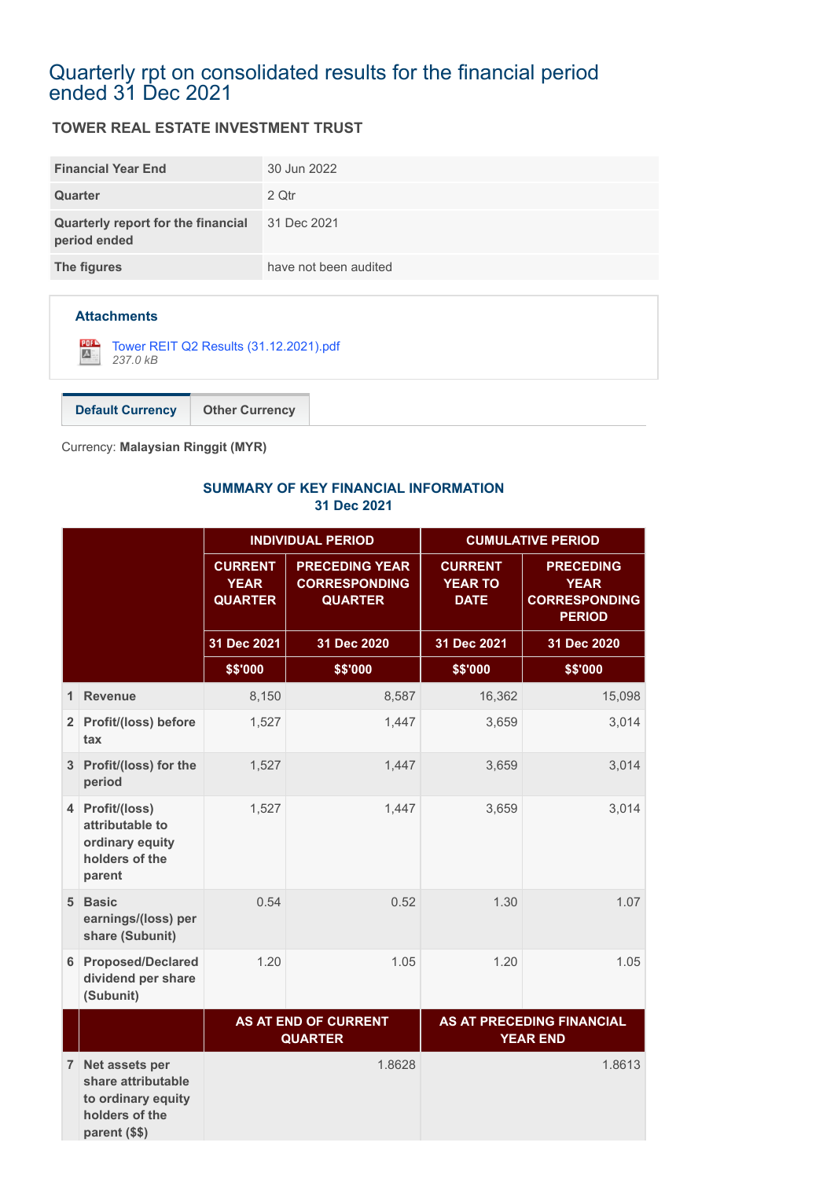# Quarterly rpt on consolidated results for the financial period ended 31 Dec 2021

### TOWER REAL ESTATE INVESTMENT TRUST

| | |
|---|---|
| **Financial Year End** | 30 Jun 2022 |
| **Quarter** | 2 Qtr |
| **Quarterly report for the financial period ended** | 31 Dec 2021 |
| **The figures** | have not been audited |

**Attachments**

Tower REIT Q2 Results (31.12.2021).pdf
*237.0 kB*

**Default Currency** | Other Currency

Currency: **Malaysian Ringgit (MYR)**

## SUMMARY OF KEY FINANCIAL INFORMATION
## 31 Dec 2021

| | | INDIVIDUAL PERIOD | | CUMULATIVE PERIOD | |
|---|---|---|---|---|---|
| | | CURRENT YEAR QUARTER | PRECEDING YEAR CORRESPONDING QUARTER | CURRENT YEAR TO DATE | PRECEDING YEAR CORRESPONDING PERIOD |
| | | 31 Dec 2021 | 31 Dec 2020 | 31 Dec 2021 | 31 Dec 2020 |
| | | $$'000 | $$'000 | $$'000 | $$'000 |
| 1 | Revenue | 8,150 | 8,587 | 16,362 | 15,098 |
| 2 | Profit/(loss) before tax | 1,527 | 1,447 | 3,659 | 3,014 |
| 3 | Profit/(loss) for the period | 1,527 | 1,447 | 3,659 | 3,014 |
| 4 | Profit/(loss) attributable to ordinary equity holders of the parent | 1,527 | 1,447 | 3,659 | 3,014 |
| 5 | Basic earnings/(loss) per share (Subunit) | 0.54 | 0.52 | 1.30 | 1.07 |
| 6 | Proposed/Declared dividend per share (Subunit) | 1.20 | 1.05 | 1.20 | 1.05 |
| | | AS AT END OF CURRENT QUARTER | | AS AT PRECEDING FINANCIAL YEAR END | |
| 7 | Net assets per share attributable to ordinary equity holders of the parent ($$) | 1.8628 | | 1.8613 | |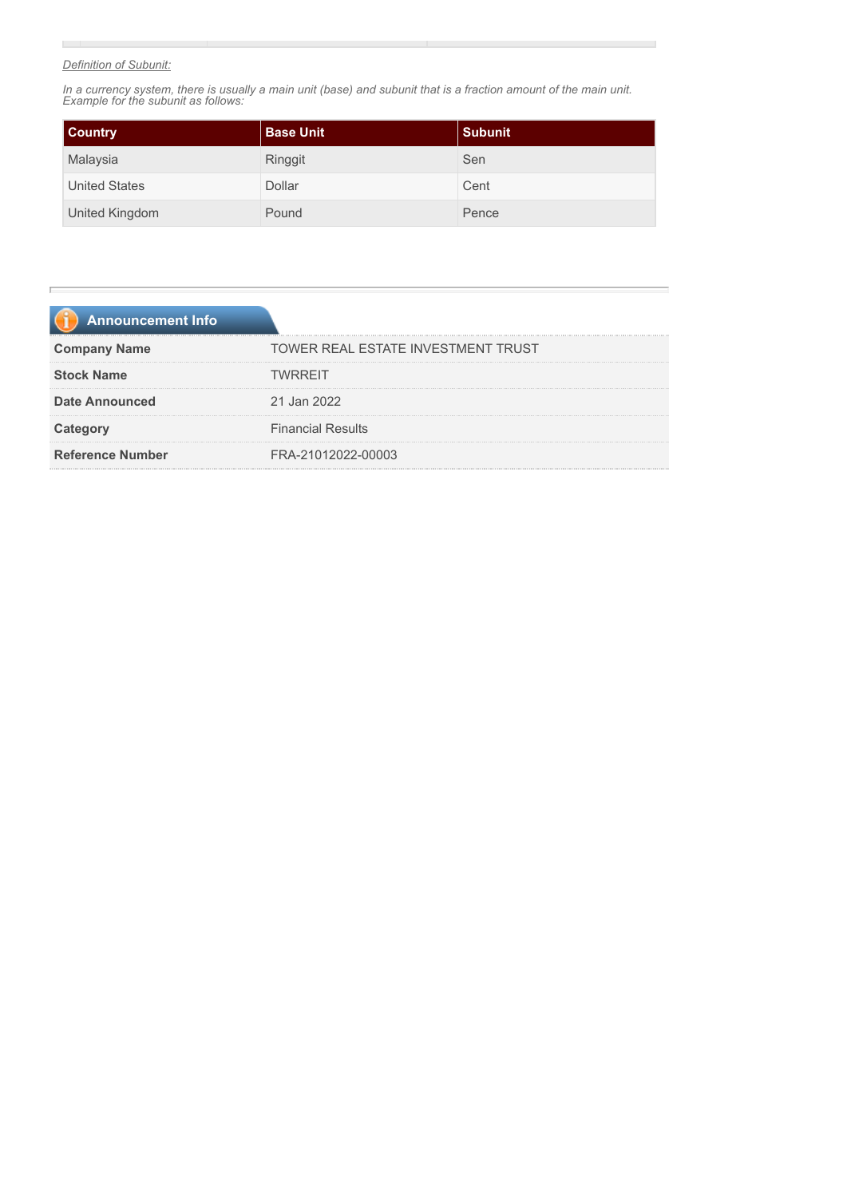*Definition of Subunit:*

*In a currency system, there is usually a main unit (base) and subunit that is a fraction amount of the main unit. Example for the subunit as follows:*

| Country | Base Unit | Subunit |
|---|---|---|
| Malaysia | Ringgit | Sen |
| United States | Dollar | Cent |
| United Kingdom | Pound | Pence |

## Announcement Info

| | |
|---|---|
| **Company Name** | TOWER REAL ESTATE INVESTMENT TRUST |
| **Stock Name** | TWRREIT |
| **Date Announced** | 21 Jan 2022 |
| **Category** | Financial Results |
| **Reference Number** | FRA-21012022-00003 |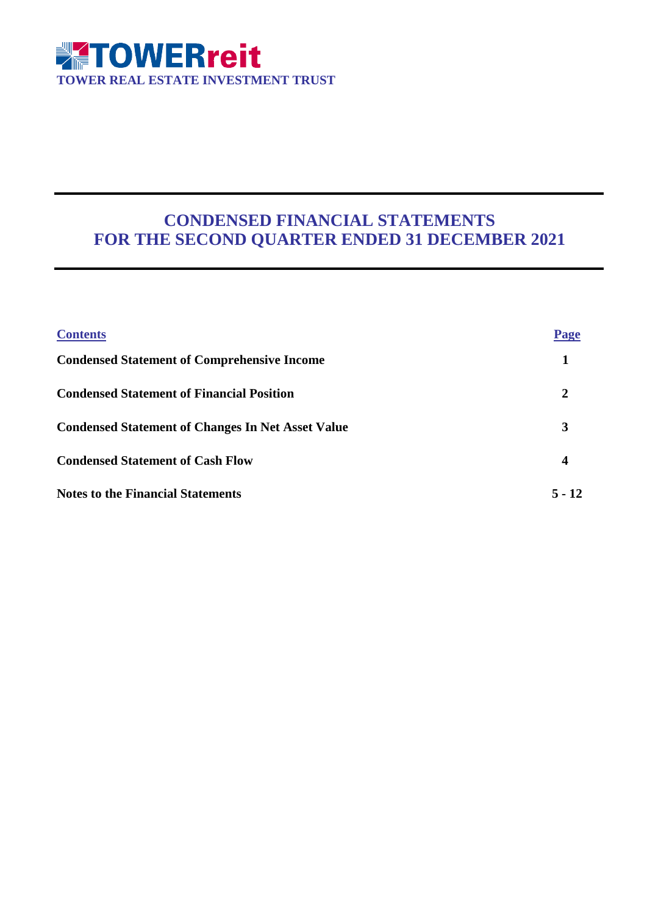**TOWERreit**

**TOWER REAL ESTATE INVESTMENT TRUST**

# CONDENSED FINANCIAL STATEMENTS FOR THE SECOND QUARTER ENDED 31 DECEMBER 2021

| Contents | Page |
|---|---|
| **Condensed Statement of Comprehensive Income** | **1** |
| **Condensed Statement of Financial Position** | **2** |
| **Condensed Statement of Changes In Net Asset Value** | **3** |
| **Condensed Statement of Cash Flow** | **4** |
| **Notes to the Financial Statements** | **5 - 12** |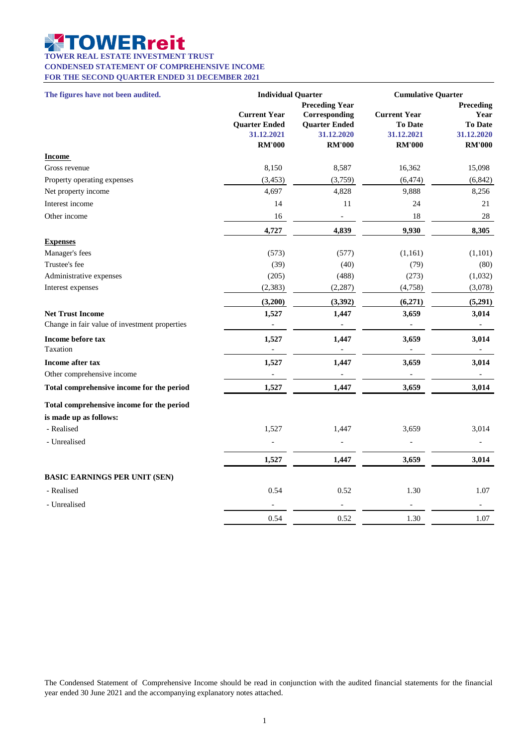# TOWERreit

**TOWER REAL ESTATE INVESTMENT TRUST**

**CONDENSED STATEMENT OF COMPREHENSIVE INCOME**

**FOR THE SECOND QUARTER ENDED 31 DECEMBER 2021**

| The figures have not been audited. | Individual Quarter | | Cumulative Quarter | |
|---|---|---|---|---|
| | Current Year Quarter Ended 31.12.2021 RM'000 | Preceding Year Corresponding Quarter Ended 31.12.2020 RM'000 | Current Year To Date 31.12.2021 RM'000 | Preceding Year To Date 31.12.2020 RM'000 |
| **Income** | | | | |
| Gross revenue | 8,150 | 8,587 | 16,362 | 15,098 |
| Property operating expenses | (3,453) | (3,759) | (6,474) | (6,842) |
| Net property income | 4,697 | 4,828 | 9,888 | 8,256 |
| Interest income | 14 | 11 | 24 | 21 |
| Other income | 16 | - | 18 | 28 |
| | **4,727** | **4,839** | **9,930** | **8,305** |
| **Expenses** | | | | |
| Manager's fees | (573) | (577) | (1,161) | (1,101) |
| Trustee's fee | (39) | (40) | (79) | (80) |
| Administrative expenses | (205) | (488) | (273) | (1,032) |
| Interest expenses | (2,383) | (2,287) | (4,758) | (3,078) |
| | **(3,200)** | **(3,392)** | **(6,271)** | **(5,291)** |
| **Net Trust Income** | **1,527** | **1,447** | **3,659** | **3,014** |
| Change in fair value of investment properties | - | - | - | - |
| **Income before tax** | **1,527** | **1,447** | **3,659** | **3,014** |
| Taxation | - | - | - | - |
| **Income after tax** | **1,527** | **1,447** | **3,659** | **3,014** |
| Other comprehensive income | - | - | - | - |
| **Total comprehensive income for the period** | **1,527** | **1,447** | **3,659** | **3,014** |
| **Total comprehensive income for the period is made up as follows:** | | | | |
| - Realised | 1,527 | 1,447 | 3,659 | 3,014 |
| - Unrealised | - | - | - | - |
| | **1,527** | **1,447** | **3,659** | **3,014** |
| **BASIC EARNINGS PER UNIT (SEN)** | | | | |
| - Realised | 0.54 | 0.52 | 1.30 | 1.07 |
| - Unrealised | - | - | - | - |
| | 0.54 | 0.52 | 1.30 | 1.07 |

The Condensed Statement of Comprehensive Income should be read in conjunction with the audited financial statements for the financial year ended 30 June 2021 and the accompanying explanatory notes attached.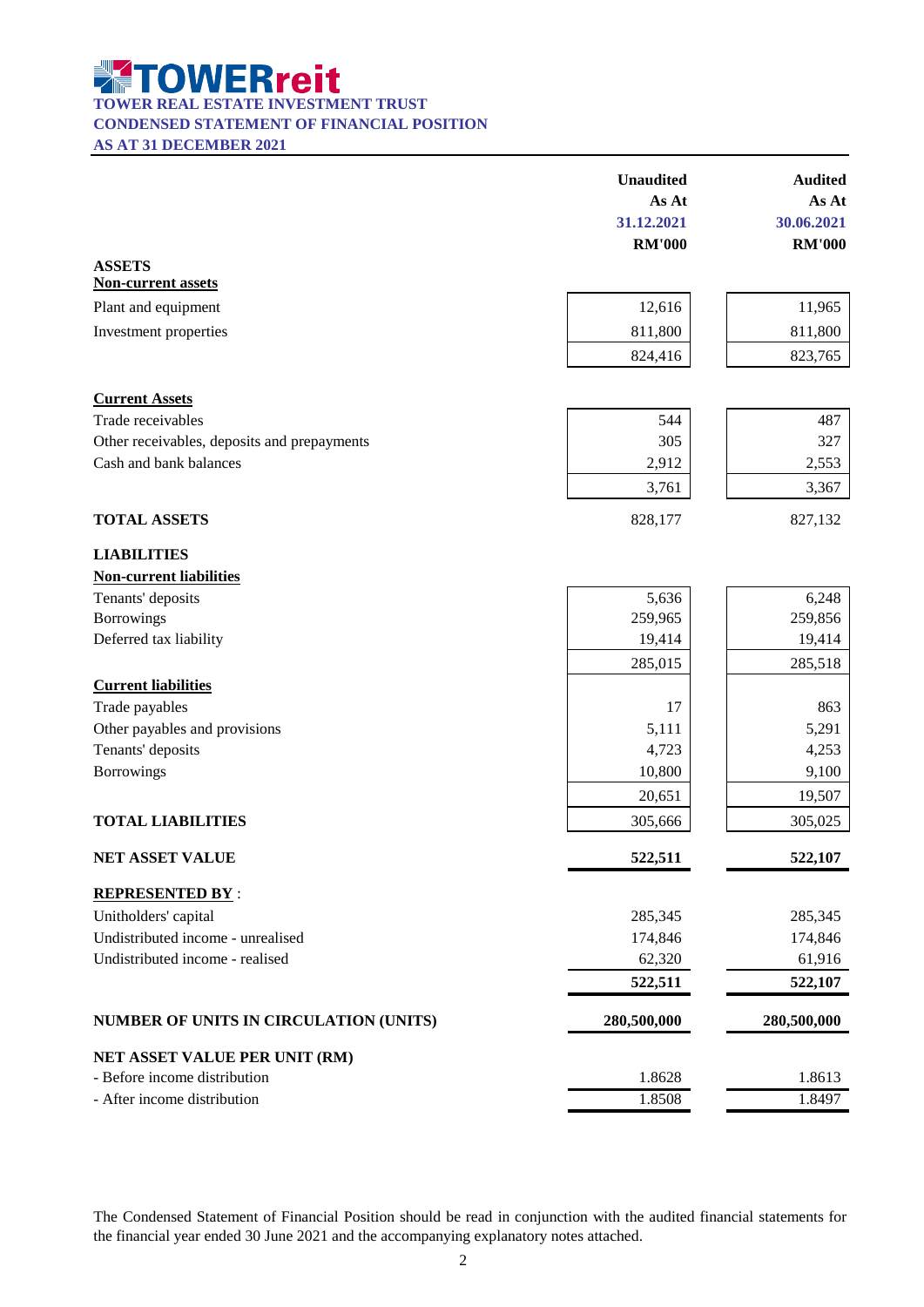# TOWERreit

**TOWER REAL ESTATE INVESTMENT TRUST**
**CONDENSED STATEMENT OF FINANCIAL POSITION**
**AS AT 31 DECEMBER 2021**

| | Unaudited<br>As At<br>31.12.2021<br>RM'000 | Audited<br>As At<br>30.06.2021<br>RM'000 |
|---|---|---|
| **ASSETS** | | |
| **Non-current assets** | | |
| Plant and equipment | 12,616 | 11,965 |
| Investment properties | 811,800 | 811,800 |
| | 824,416 | 823,765 |
| **Current Assets** | | |
| Trade receivables | 544 | 487 |
| Other receivables, deposits and prepayments | 305 | 327 |
| Cash and bank balances | 2,912 | 2,553 |
| | 3,761 | 3,367 |
| **TOTAL ASSETS** | 828,177 | 827,132 |
| **LIABILITIES** | | |
| **Non-current liabilities** | | |
| Tenants' deposits | 5,636 | 6,248 |
| Borrowings | 259,965 | 259,856 |
| Deferred tax liability | 19,414 | 19,414 |
| | 285,015 | 285,518 |
| **Current liabilities** | | |
| Trade payables | 17 | 863 |
| Other payables and provisions | 5,111 | 5,291 |
| Tenants' deposits | 4,723 | 4,253 |
| Borrowings | 10,800 | 9,100 |
| | 20,651 | 19,507 |
| **TOTAL LIABILITIES** | 305,666 | 305,025 |
| **NET ASSET VALUE** | **522,511** | **522,107** |
| **REPRESENTED BY** : | | |
| Unitholders' capital | 285,345 | 285,345 |
| Undistributed income - unrealised | 174,846 | 174,846 |
| Undistributed income - realised | 62,320 | 61,916 |
| | **522,511** | **522,107** |
| **NUMBER OF UNITS IN CIRCULATION (UNITS)** | **280,500,000** | **280,500,000** |
| **NET ASSET VALUE PER UNIT (RM)** | | |
| - Before income distribution | 1.8628 | 1.8613 |
| - After income distribution | 1.8508 | 1.8497 |

The Condensed Statement of Financial Position should be read in conjunction with the audited financial statements for the financial year ended 30 June 2021 and the accompanying explanatory notes attached.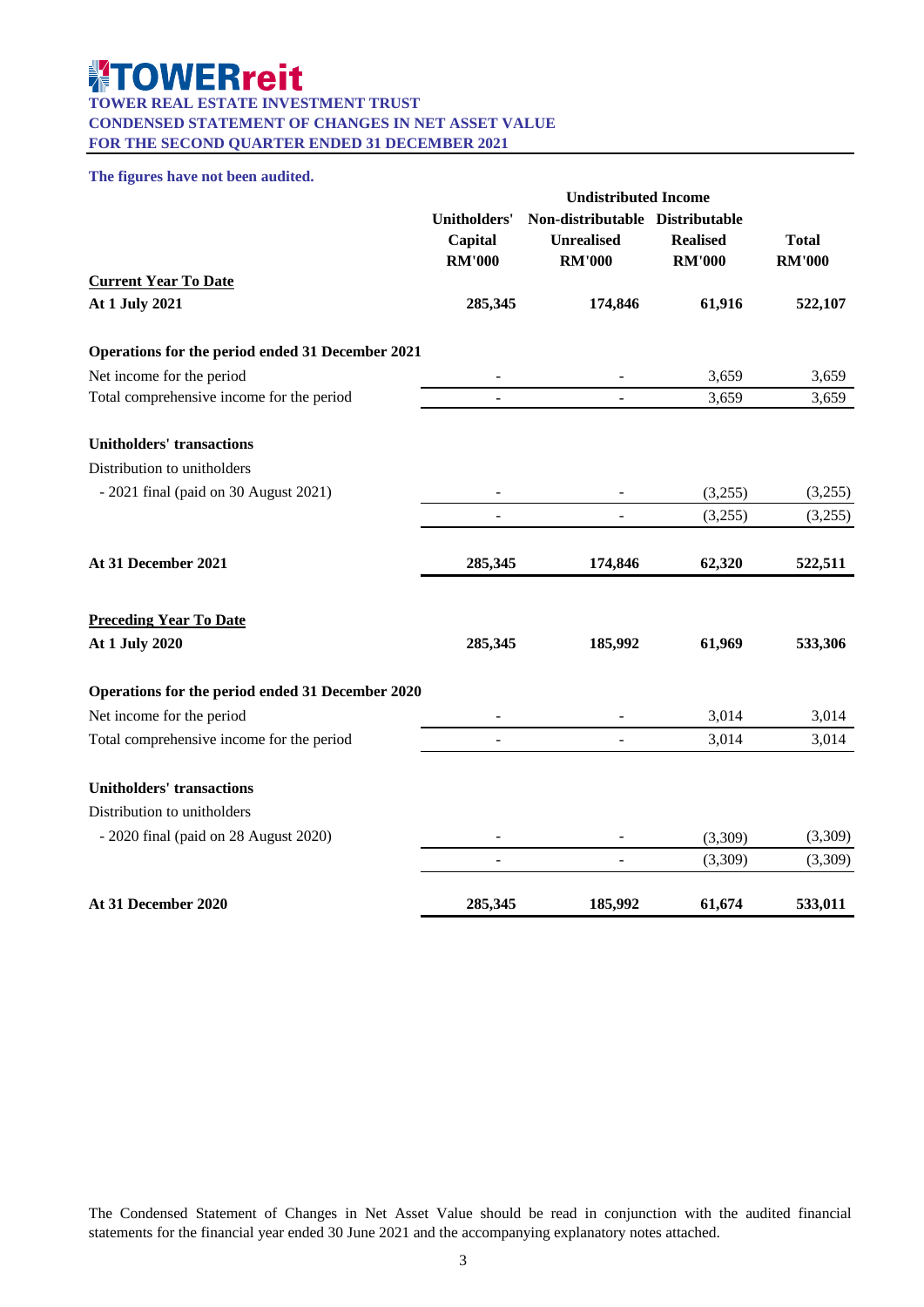# TOWERreit

**TOWER REAL ESTATE INVESTMENT TRUST**
**CONDENSED STATEMENT OF CHANGES IN NET ASSET VALUE**
**FOR THE SECOND QUARTER ENDED 31 DECEMBER 2021**

**The figures have not been audited.**

| | | Undistributed Income | | |
|---|---|---|---|---|
| | Unitholders' Capital RM'000 | Non-distributable Unrealised RM'000 | Distributable Realised RM'000 | Total RM'000 |
| **Current Year To Date** | | | | |
| **At 1 July 2021** | **285,345** | **174,846** | **61,916** | **522,107** |
| | | | | |
| **Operations for the period ended 31 December 2021** | | | | |
| Net income for the period | - | - | 3,659 | 3,659 |
| Total comprehensive income for the period | - | - | 3,659 | 3,659 |
| | | | | |
| **Unitholders' transactions** | | | | |
| Distribution to unitholders | | | | |
| - 2021 final (paid on 30 August 2021) | - | - | (3,255) | (3,255) |
| | - | - | (3,255) | (3,255) |
| | | | | |
| **At 31 December 2021** | **285,345** | **174,846** | **62,320** | **522,511** |
| | | | | |
| **Preceding Year To Date** | | | | |
| **At 1 July 2020** | **285,345** | **185,992** | **61,969** | **533,306** |
| | | | | |
| **Operations for the period ended 31 December 2020** | | | | |
| Net income for the period | - | - | 3,014 | 3,014 |
| Total comprehensive income for the period | - | - | 3,014 | 3,014 |
| | | | | |
| **Unitholders' transactions** | | | | |
| Distribution to unitholders | | | | |
| - 2020 final (paid on 28 August 2020) | - | - | (3,309) | (3,309) |
| | - | - | (3,309) | (3,309) |
| | | | | |
| **At 31 December 2020** | **285,345** | **185,992** | **61,674** | **533,011** |

The Condensed Statement of Changes in Net Asset Value should be read in conjunction with the audited financial statements for the financial year ended 30 June 2021 and the accompanying explanatory notes attached.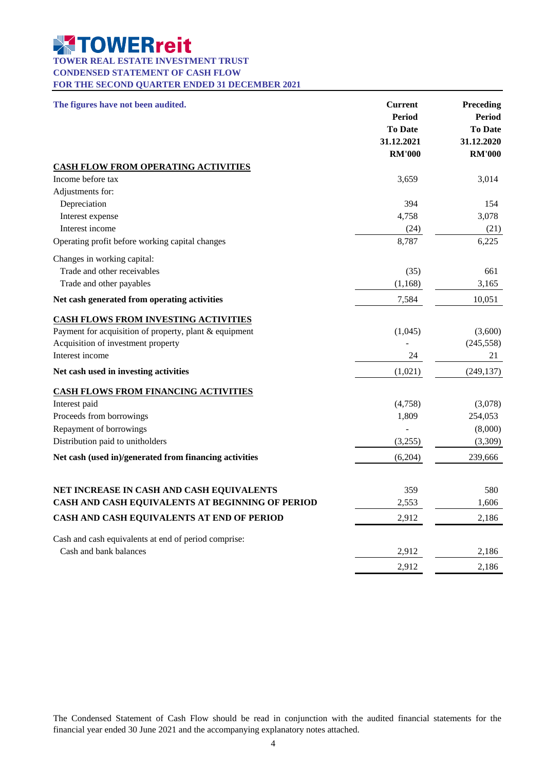# TOWERreit

**TOWER REAL ESTATE INVESTMENT TRUST**
**CONDENSED STATEMENT OF CASH FLOW**
**FOR THE SECOND QUARTER ENDED 31 DECEMBER 2021**

| The figures have not been audited. | Current Period To Date 31.12.2021 RM'000 | Preceding Period To Date 31.12.2020 RM'000 |
|---|---|---|
| **CASH FLOW FROM OPERATING ACTIVITIES** | | |
| Income before tax | 3,659 | 3,014 |
| Adjustments for: | | |
| Depreciation | 394 | 154 |
| Interest expense | 4,758 | 3,078 |
| Interest income | (24) | (21) |
| Operating profit before working capital changes | 8,787 | 6,225 |
| Changes in working capital: | | |
| Trade and other receivables | (35) | 661 |
| Trade and other payables | (1,168) | 3,165 |
| **Net cash generated from operating activities** | 7,584 | 10,051 |
| **CASH FLOWS FROM INVESTING ACTIVITIES** | | |
| Payment for acquisition of property, plant & equipment | (1,045) | (3,600) |
| Acquisition of investment property | - | (245,558) |
| Interest income | 24 | 21 |
| **Net cash used in investing activities** | (1,021) | (249,137) |
| **CASH FLOWS FROM FINANCING ACTIVITIES** | | |
| Interest paid | (4,758) | (3,078) |
| Proceeds from borrowings | 1,809 | 254,053 |
| Repayment of borrowings | - | (8,000) |
| Distribution paid to unitholders | (3,255) | (3,309) |
| **Net cash (used in)/generated from financing activities** | (6,204) | 239,666 |
| **NET INCREASE IN CASH AND CASH EQUIVALENTS** | 359 | 580 |
| **CASH AND CASH EQUIVALENTS AT BEGINNING OF PERIOD** | 2,553 | 1,606 |
| **CASH AND CASH EQUIVALENTS AT END OF PERIOD** | 2,912 | 2,186 |
| Cash and cash equivalents at end of period comprise: | | |
| Cash and bank balances | 2,912 | 2,186 |
| | 2,912 | 2,186 |

The Condensed Statement of Cash Flow should be read in conjunction with the audited financial statements for the financial year ended 30 June 2021 and the accompanying explanatory notes attached.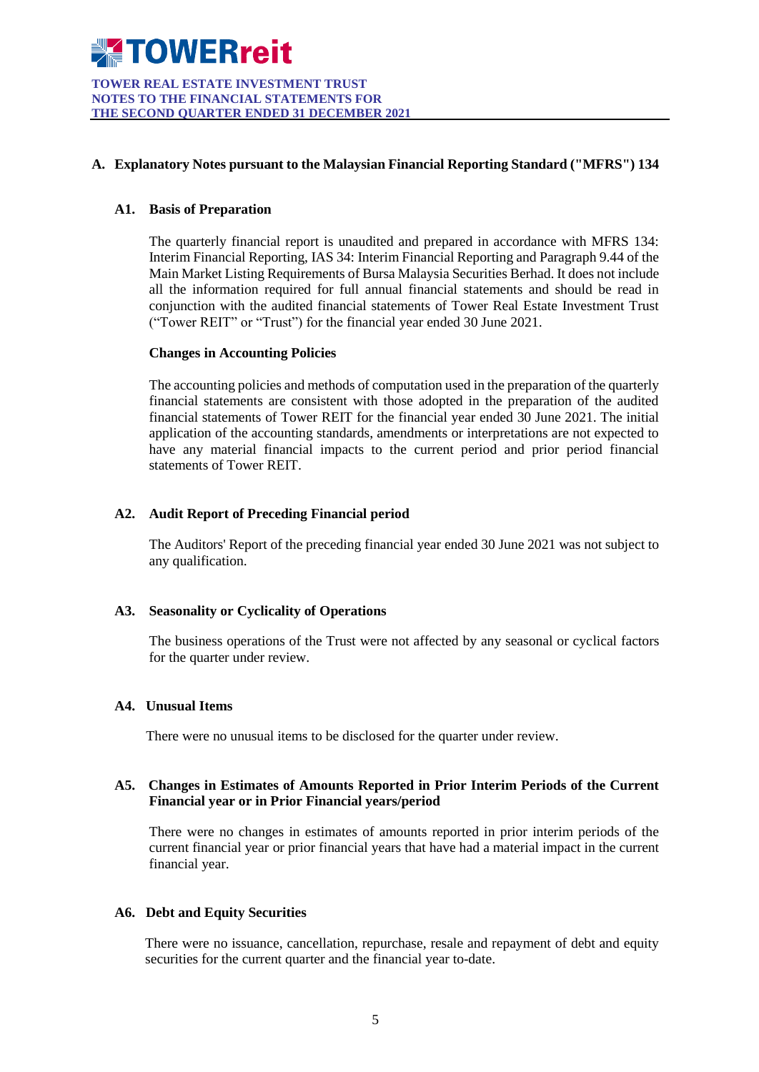## A. Explanatory Notes pursuant to the Malaysian Financial Reporting Standard ("MFRS") 134

### A1. Basis of Preparation

The quarterly financial report is unaudited and prepared in accordance with MFRS 134: Interim Financial Reporting, IAS 34: Interim Financial Reporting and Paragraph 9.44 of the Main Market Listing Requirements of Bursa Malaysia Securities Berhad. It does not include all the information required for full annual financial statements and should be read in conjunction with the audited financial statements of Tower Real Estate Investment Trust ("Tower REIT" or "Trust") for the financial year ended 30 June 2021.

**Changes in Accounting Policies**

The accounting policies and methods of computation used in the preparation of the quarterly financial statements are consistent with those adopted in the preparation of the audited financial statements of Tower REIT for the financial year ended 30 June 2021. The initial application of the accounting standards, amendments or interpretations are not expected to have any material financial impacts to the current period and prior period financial statements of Tower REIT.

### A2. Audit Report of Preceding Financial period

The Auditors' Report of the preceding financial year ended 30 June 2021 was not subject to any qualification.

### A3. Seasonality or Cyclicality of Operations

The business operations of the Trust were not affected by any seasonal or cyclical factors for the quarter under review.

### A4. Unusual Items

There were no unusual items to be disclosed for the quarter under review.

### A5. Changes in Estimates of Amounts Reported in Prior Interim Periods of the Current Financial year or in Prior Financial years/period

There were no changes in estimates of amounts reported in prior interim periods of the current financial year or prior financial years that have had a material impact in the current financial year.

### A6. Debt and Equity Securities

There were no issuance, cancellation, repurchase, resale and repayment of debt and equity securities for the current quarter and the financial year to-date.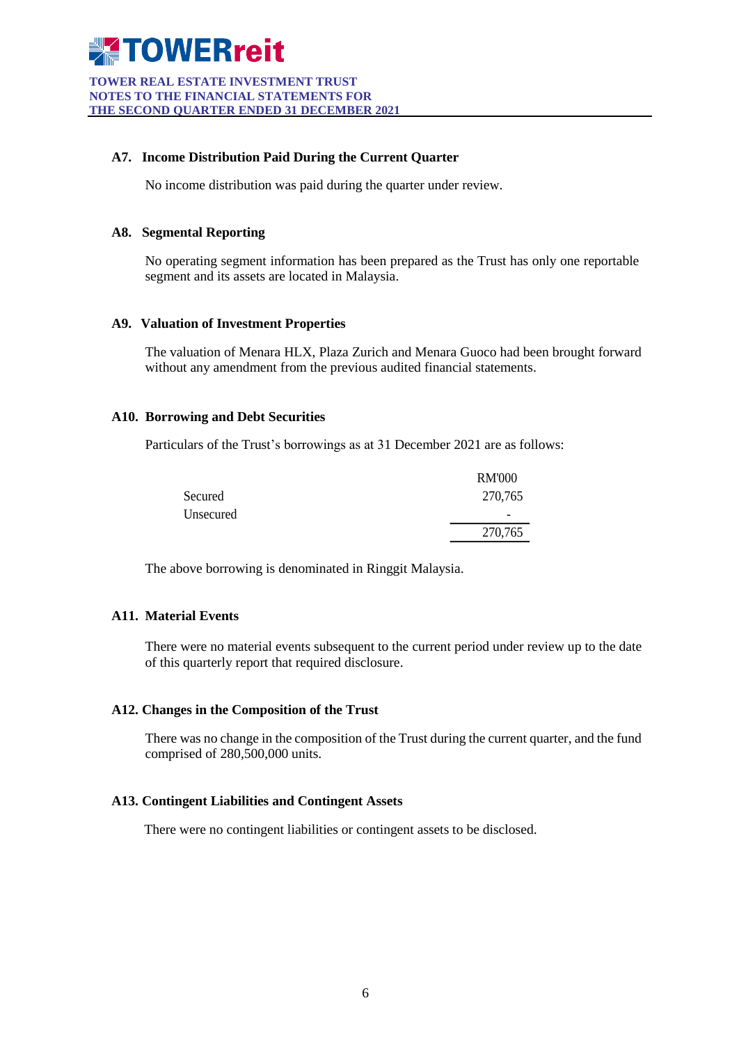### A7. Income Distribution Paid During the Current Quarter

No income distribution was paid during the quarter under review.

### A8. Segmental Reporting

No operating segment information has been prepared as the Trust has only one reportable segment and its assets are located in Malaysia.

### A9. Valuation of Investment Properties

The valuation of Menara HLX, Plaza Zurich and Menara Guoco had been brought forward without any amendment from the previous audited financial statements.

### A10. Borrowing and Debt Securities

Particulars of the Trust's borrowings as at 31 December 2021 are as follows:

| | RM'000 |
|---|---|
| Secured | 270,765 |
| Unsecured | - |
| | 270,765 |

The above borrowing is denominated in Ringgit Malaysia.

### A11. Material Events

There were no material events subsequent to the current period under review up to the date of this quarterly report that required disclosure.

### A12. Changes in the Composition of the Trust

There was no change in the composition of the Trust during the current quarter, and the fund comprised of 280,500,000 units.

### A13. Contingent Liabilities and Contingent Assets

There were no contingent liabilities or contingent assets to be disclosed.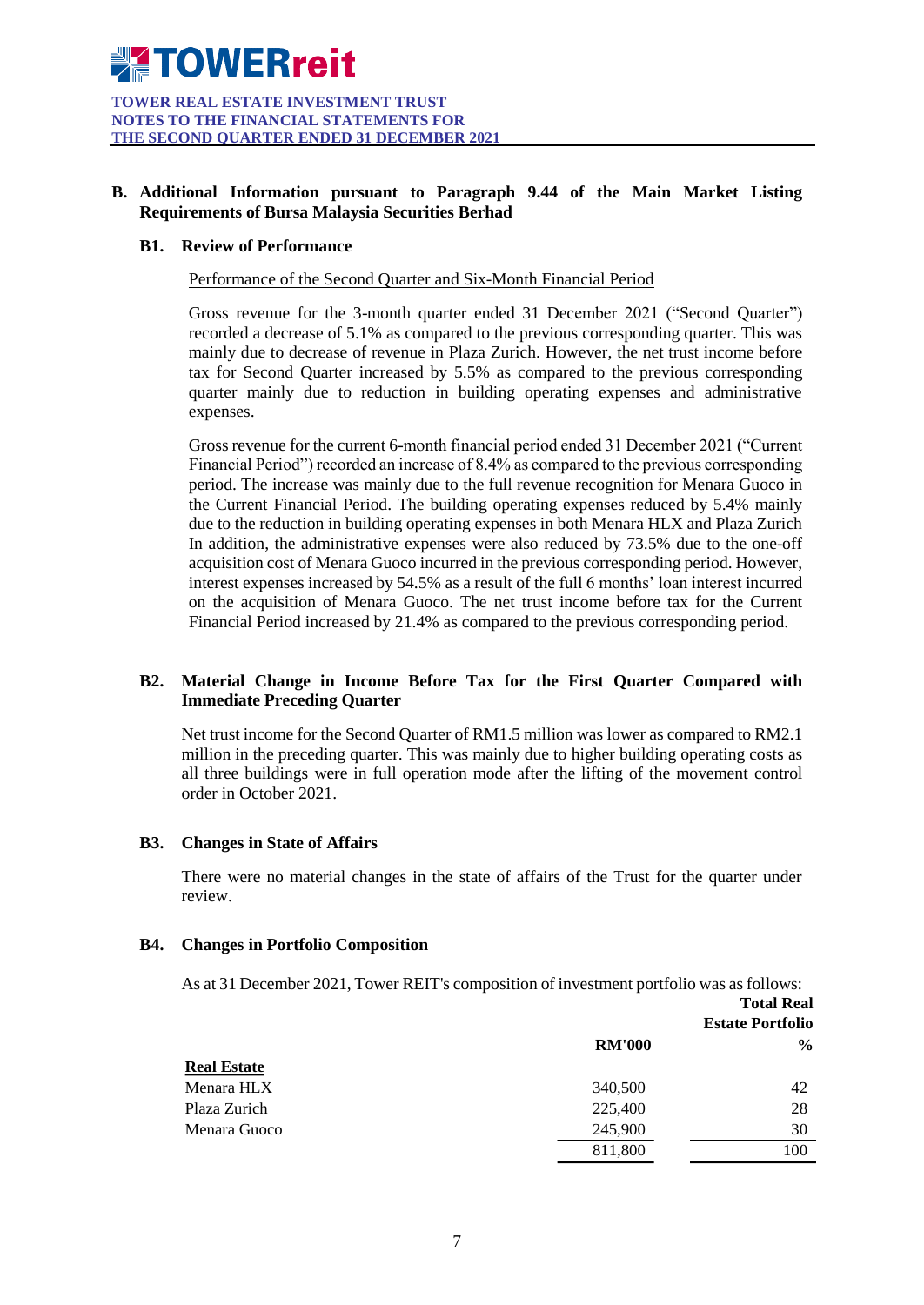**TOWER REAL ESTATE INVESTMENT TRUST**
**NOTES TO THE FINANCIAL STATEMENTS FOR**
**THE SECOND QUARTER ENDED 31 DECEMBER 2021**

## B. Additional Information pursuant to Paragraph 9.44 of the Main Market Listing Requirements of Bursa Malaysia Securities Berhad

### B1. Review of Performance

Performance of the Second Quarter and Six-Month Financial Period

Gross revenue for the 3-month quarter ended 31 December 2021 ("Second Quarter") recorded a decrease of 5.1% as compared to the previous corresponding quarter. This was mainly due to decrease of revenue in Plaza Zurich. However, the net trust income before tax for Second Quarter increased by 5.5% as compared to the previous corresponding quarter mainly due to reduction in building operating expenses and administrative expenses.

Gross revenue for the current 6-month financial period ended 31 December 2021 ("Current Financial Period") recorded an increase of 8.4% as compared to the previous corresponding period. The increase was mainly due to the full revenue recognition for Menara Guoco in the Current Financial Period. The building operating expenses reduced by 5.4% mainly due to the reduction in building operating expenses in both Menara HLX and Plaza Zurich In addition, the administrative expenses were also reduced by 73.5% due to the one-off acquisition cost of Menara Guoco incurred in the previous corresponding period. However, interest expenses increased by 54.5% as a result of the full 6 months' loan interest incurred on the acquisition of Menara Guoco. The net trust income before tax for the Current Financial Period increased by 21.4% as compared to the previous corresponding period.

### B2. Material Change in Income Before Tax for the First Quarter Compared with Immediate Preceding Quarter

Net trust income for the Second Quarter of RM1.5 million was lower as compared to RM2.1 million in the preceding quarter. This was mainly due to higher building operating costs as all three buildings were in full operation mode after the lifting of the movement control order in October 2021.

### B3. Changes in State of Affairs

There were no material changes in the state of affairs of the Trust for the quarter under review.

### B4. Changes in Portfolio Composition

As at 31 December 2021, Tower REIT's composition of investment portfolio was as follows:

| | RM'000 | Total Real Estate Portfolio % |
|---|---|---|
| **Real Estate** | | |
| Menara HLX | 340,500 | 42 |
| Plaza Zurich | 225,400 | 28 |
| Menara Guoco | 245,900 | 30 |
| | 811,800 | 100 |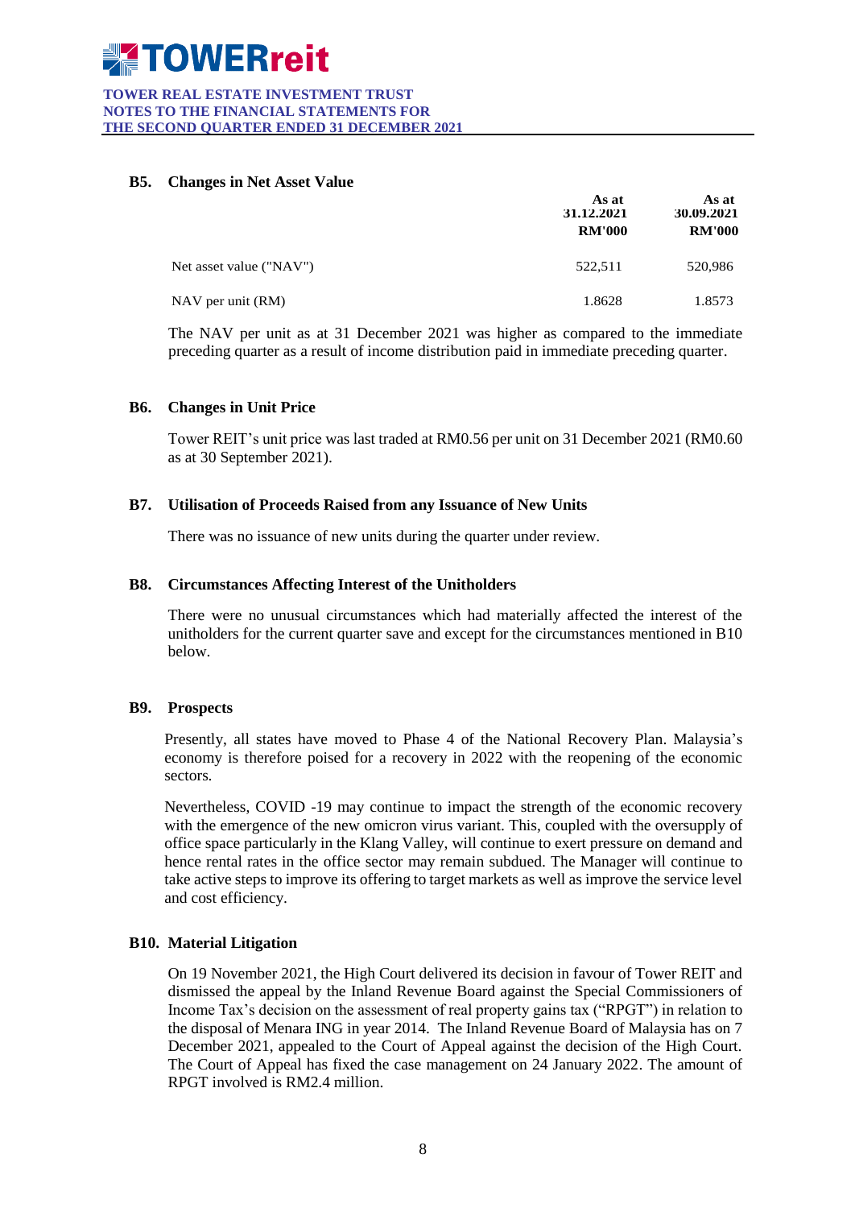### B5. Changes in Net Asset Value

| | As at 31.12.2021 RM'000 | As at 30.09.2021 RM'000 |
|---|---|---|
| Net asset value ("NAV") | 522,511 | 520,986 |
| NAV per unit (RM) | 1.8628 | 1.8573 |

The NAV per unit as at 31 December 2021 was higher as compared to the immediate preceding quarter as a result of income distribution paid in immediate preceding quarter.

### B6. Changes in Unit Price

Tower REIT's unit price was last traded at RM0.56 per unit on 31 December 2021 (RM0.60 as at 30 September 2021).

### B7. Utilisation of Proceeds Raised from any Issuance of New Units

There was no issuance of new units during the quarter under review.

### B8. Circumstances Affecting Interest of the Unitholders

There were no unusual circumstances which had materially affected the interest of the unitholders for the current quarter save and except for the circumstances mentioned in B10 below.

### B9. Prospects

Presently, all states have moved to Phase 4 of the National Recovery Plan. Malaysia's economy is therefore poised for a recovery in 2022 with the reopening of the economic sectors.

Nevertheless, COVID -19 may continue to impact the strength of the economic recovery with the emergence of the new omicron virus variant. This, coupled with the oversupply of office space particularly in the Klang Valley, will continue to exert pressure on demand and hence rental rates in the office sector may remain subdued. The Manager will continue to take active steps to improve its offering to target markets as well as improve the service level and cost efficiency.

### B10. Material Litigation

On 19 November 2021, the High Court delivered its decision in favour of Tower REIT and dismissed the appeal by the Inland Revenue Board against the Special Commissioners of Income Tax's decision on the assessment of real property gains tax ("RPGT") in relation to the disposal of Menara ING in year 2014. The Inland Revenue Board of Malaysia has on 7 December 2021, appealed to the Court of Appeal against the decision of the High Court. The Court of Appeal has fixed the case management on 24 January 2022. The amount of RPGT involved is RM2.4 million.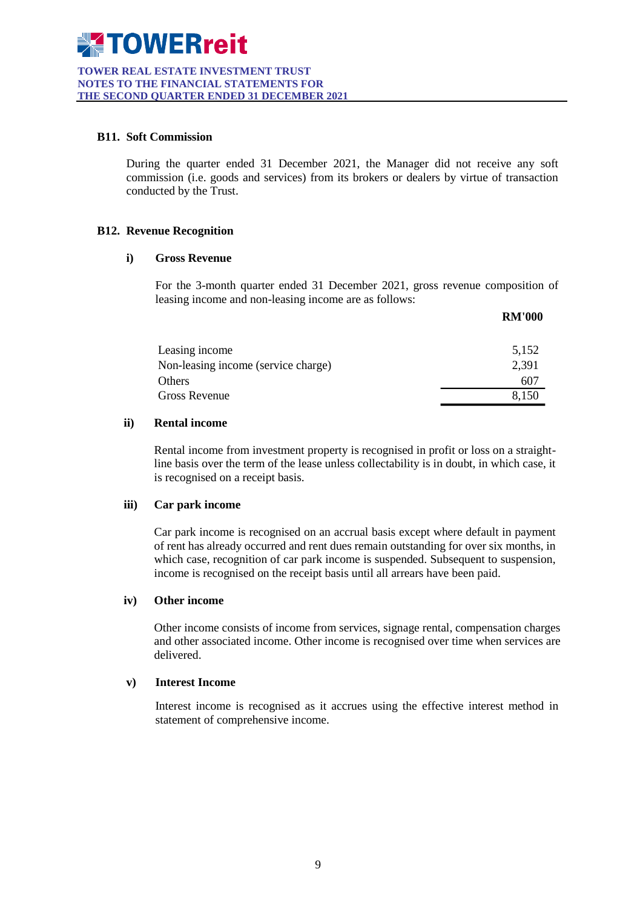## B11. Soft Commission

During the quarter ended 31 December 2021, the Manager did not receive any soft commission (i.e. goods and services) from its brokers or dealers by virtue of transaction conducted by the Trust.

## B12. Revenue Recognition

### i) Gross Revenue

For the 3-month quarter ended 31 December 2021, gross revenue composition of leasing income and non-leasing income are as follows:

| | RM'000 |
|---|---|
| Leasing income | 5,152 |
| Non-leasing income (service charge) | 2,391 |
| Others | 607 |
| Gross Revenue | 8,150 |

### ii) Rental income

Rental income from investment property is recognised in profit or loss on a straight-line basis over the term of the lease unless collectability is in doubt, in which case, it is recognised on a receipt basis.

### iii) Car park income

Car park income is recognised on an accrual basis except where default in payment of rent has already occurred and rent dues remain outstanding for over six months, in which case, recognition of car park income is suspended. Subsequent to suspension, income is recognised on the receipt basis until all arrears have been paid.

### iv) Other income

Other income consists of income from services, signage rental, compensation charges and other associated income. Other income is recognised over time when services are delivered.

### v) Interest Income

Interest income is recognised as it accrues using the effective interest method in statement of comprehensive income.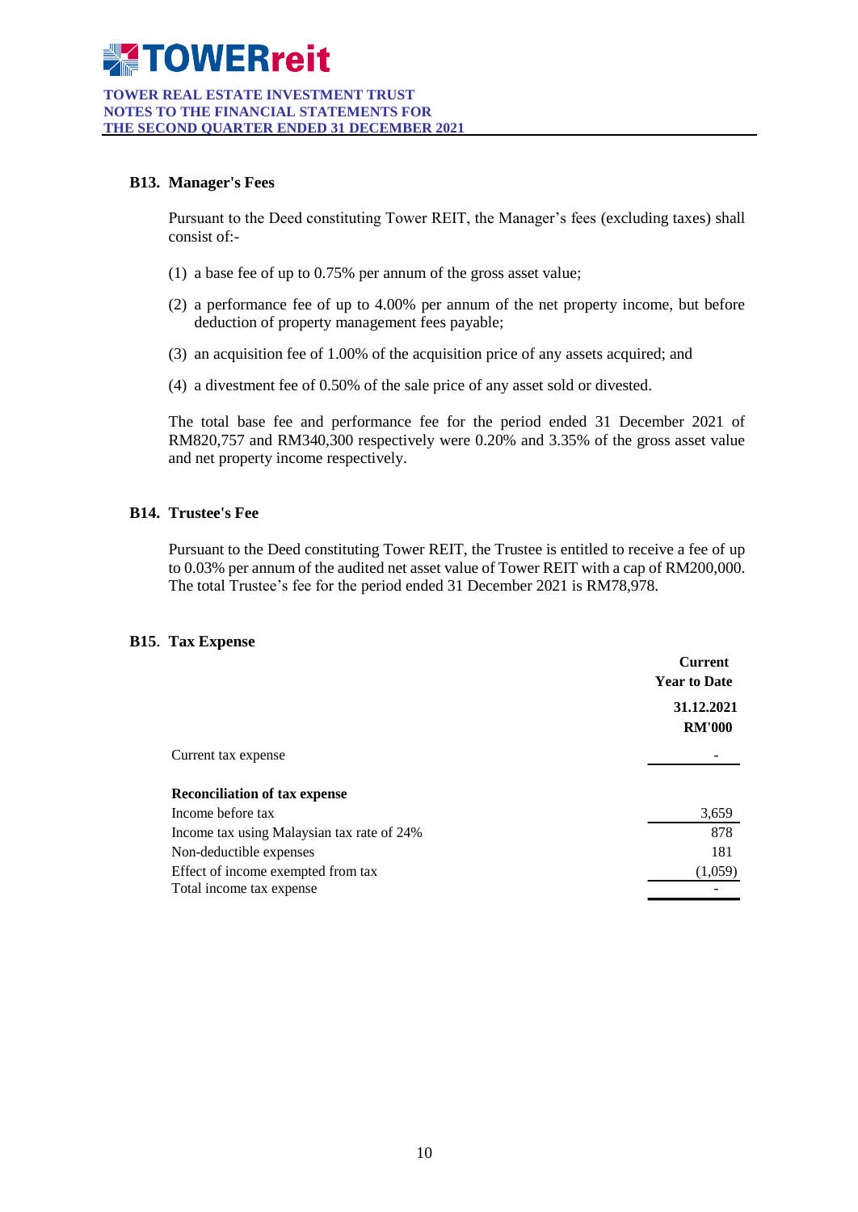**TOWERreit**

**TOWER REAL ESTATE INVESTMENT TRUST**
**NOTES TO THE FINANCIAL STATEMENTS FOR**
**THE SECOND QUARTER ENDED 31 DECEMBER 2021**

## B13. Manager's Fees

Pursuant to the Deed constituting Tower REIT, the Manager's fees (excluding taxes) shall consist of:-

(1) a base fee of up to 0.75% per annum of the gross asset value;

(2) a performance fee of up to 4.00% per annum of the net property income, but before deduction of property management fees payable;

(3) an acquisition fee of 1.00% of the acquisition price of any assets acquired; and

(4) a divestment fee of 0.50% of the sale price of any asset sold or divested.

The total base fee and performance fee for the period ended 31 December 2021 of RM820,757 and RM340,300 respectively were 0.20% and 3.35% of the gross asset value and net property income respectively.

## B14. Trustee's Fee

Pursuant to the Deed constituting Tower REIT, the Trustee is entitled to receive a fee of up to 0.03% per annum of the audited net asset value of Tower REIT with a cap of RM200,000. The total Trustee's fee for the period ended 31 December 2021 is RM78,978.

## B15. Tax Expense

| | Current Year to Date 31.12.2021 RM'000 |
|---|---|
| Current tax expense | - |
| **Reconciliation of tax expense** | |
| Income before tax | 3,659 |
| Income tax using Malaysian tax rate of 24% | 878 |
| Non-deductible expenses | 181 |
| Effect of income exempted from tax | (1,059) |
| Total income tax expense | - |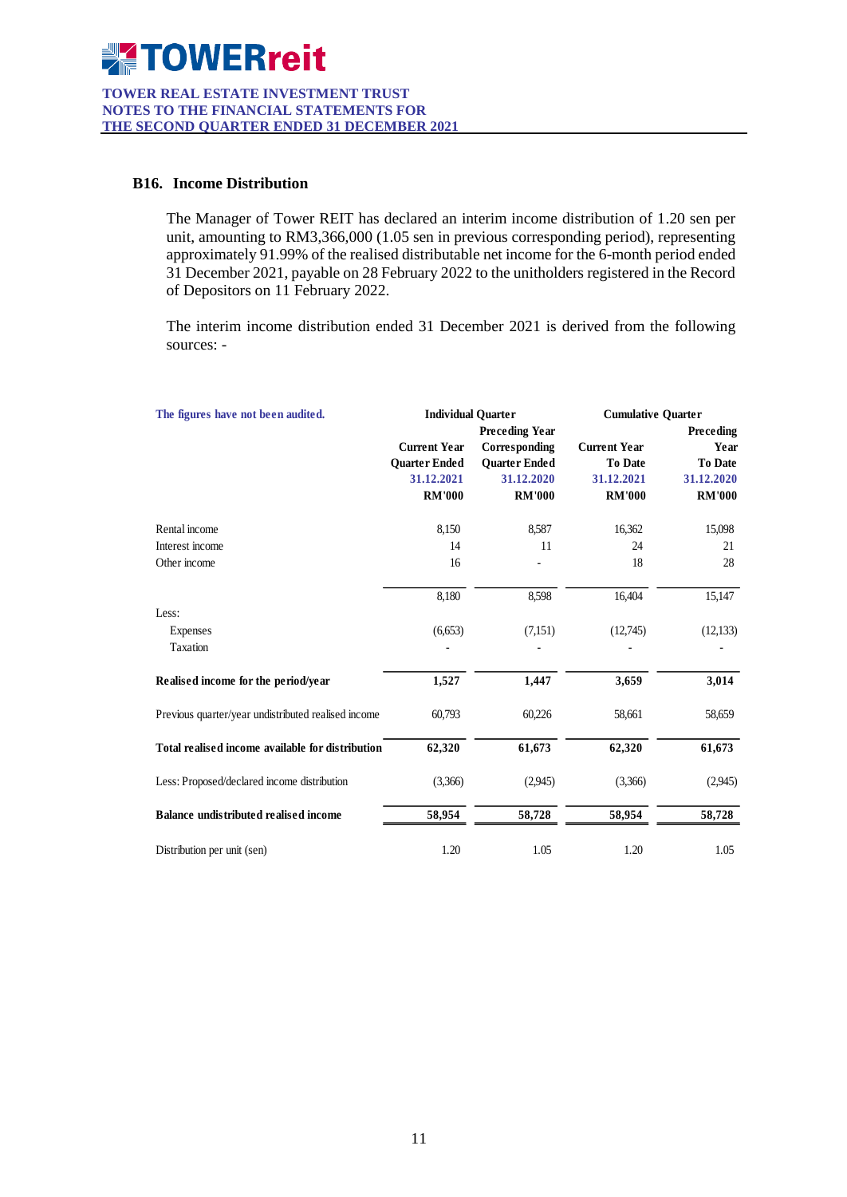## B16. Income Distribution

The Manager of Tower REIT has declared an interim income distribution of 1.20 sen per unit, amounting to RM3,366,000 (1.05 sen in previous corresponding period), representing approximately 91.99% of the realised distributable net income for the 6-month period ended 31 December 2021, payable on 28 February 2022 to the unitholders registered in the Record of Depositors on 11 February 2022.

The interim income distribution ended 31 December 2021 is derived from the following sources: -

| The figures have not been audited. | Individual Quarter | | Cumulative Quarter | |
|---|---|---|---|---|
| | Current Year Quarter Ended 31.12.2021 RM'000 | Preceding Year Corresponding Quarter Ended 31.12.2020 RM'000 | Current Year To Date 31.12.2021 RM'000 | Preceding Year To Date 31.12.2020 RM'000 |
| Rental income | 8,150 | 8,587 | 16,362 | 15,098 |
| Interest income | 14 | 11 | 24 | 21 |
| Other income | 16 | - | 18 | 28 |
| | 8,180 | 8,598 | 16,404 | 15,147 |
| Less: | | | | |
| Expenses | (6,653) | (7,151) | (12,745) | (12,133) |
| Taxation | - | - | - | - |
| **Realised income for the period/year** | **1,527** | **1,447** | **3,659** | **3,014** |
| Previous quarter/year undistributed realised income | 60,793 | 60,226 | 58,661 | 58,659 |
| **Total realised income available for distribution** | **62,320** | **61,673** | **62,320** | **61,673** |
| Less: Proposed/declared income distribution | (3,366) | (2,945) | (3,366) | (2,945) |
| **Balance undistributed realised income** | **58,954** | **58,728** | **58,954** | **58,728** |
| Distribution per unit (sen) | 1.20 | 1.05 | 1.20 | 1.05 |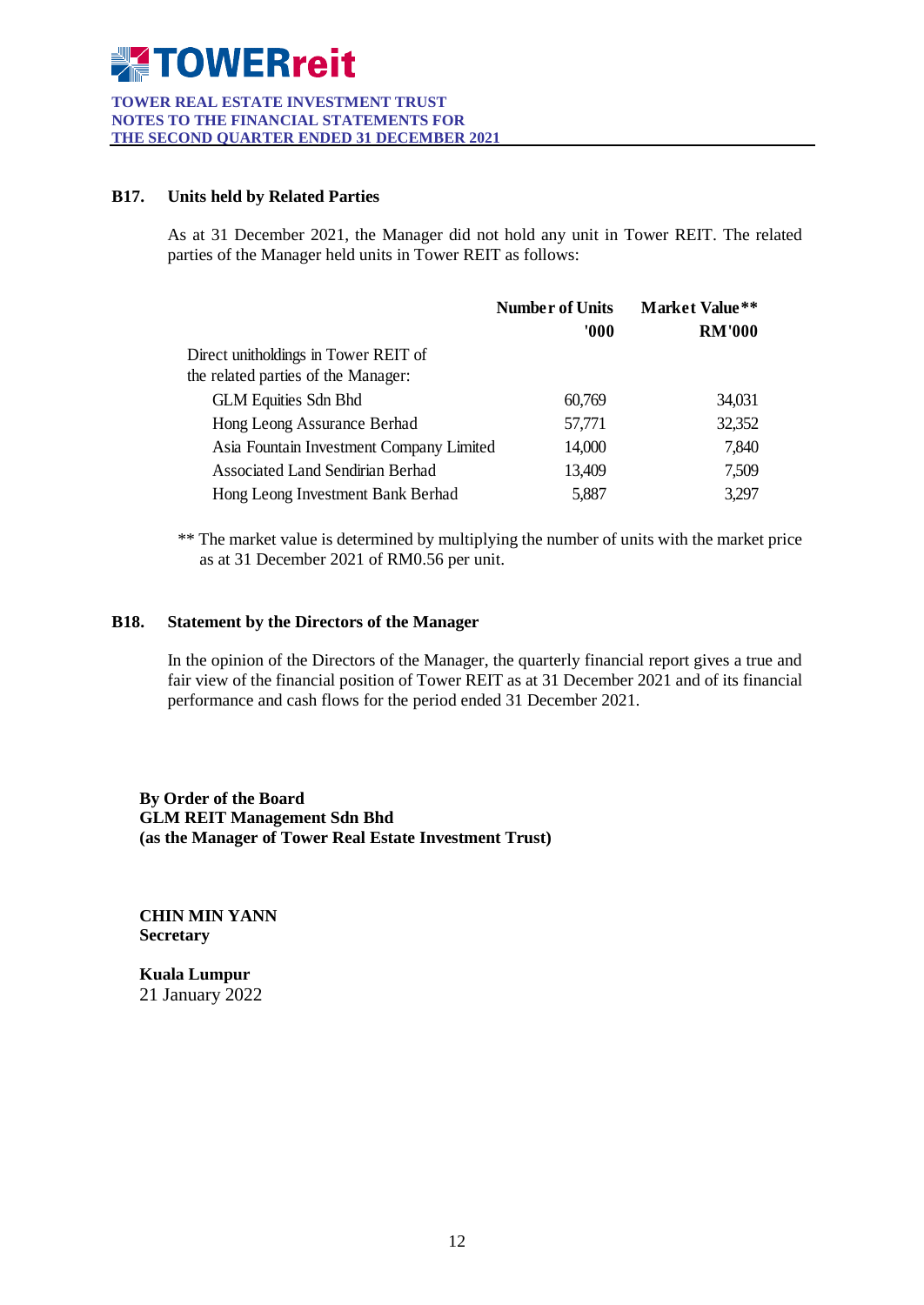## B17. Units held by Related Parties

As at 31 December 2021, the Manager did not hold any unit in Tower REIT. The related parties of the Manager held units in Tower REIT as follows:

| | Number of Units '000 | Market Value** RM'000 |
|---|---|---|
| Direct unitholdings in Tower REIT of the related parties of the Manager: | | |
| GLM Equities Sdn Bhd | 60,769 | 34,031 |
| Hong Leong Assurance Berhad | 57,771 | 32,352 |
| Asia Fountain Investment Company Limited | 14,000 | 7,840 |
| Associated Land Sendirian Berhad | 13,409 | 7,509 |
| Hong Leong Investment Bank Berhad | 5,887 | 3,297 |

** The market value is determined by multiplying the number of units with the market price as at 31 December 2021 of RM0.56 per unit.

## B18. Statement by the Directors of the Manager

In the opinion of the Directors of the Manager, the quarterly financial report gives a true and fair view of the financial position of Tower REIT as at 31 December 2021 and of its financial performance and cash flows for the period ended 31 December 2021.

**By Order of the Board**
**GLM REIT Management Sdn Bhd**
**(as the Manager of Tower Real Estate Investment Trust)**

**CHIN MIN YANN**
**Secretary**

**Kuala Lumpur**
21 January 2022